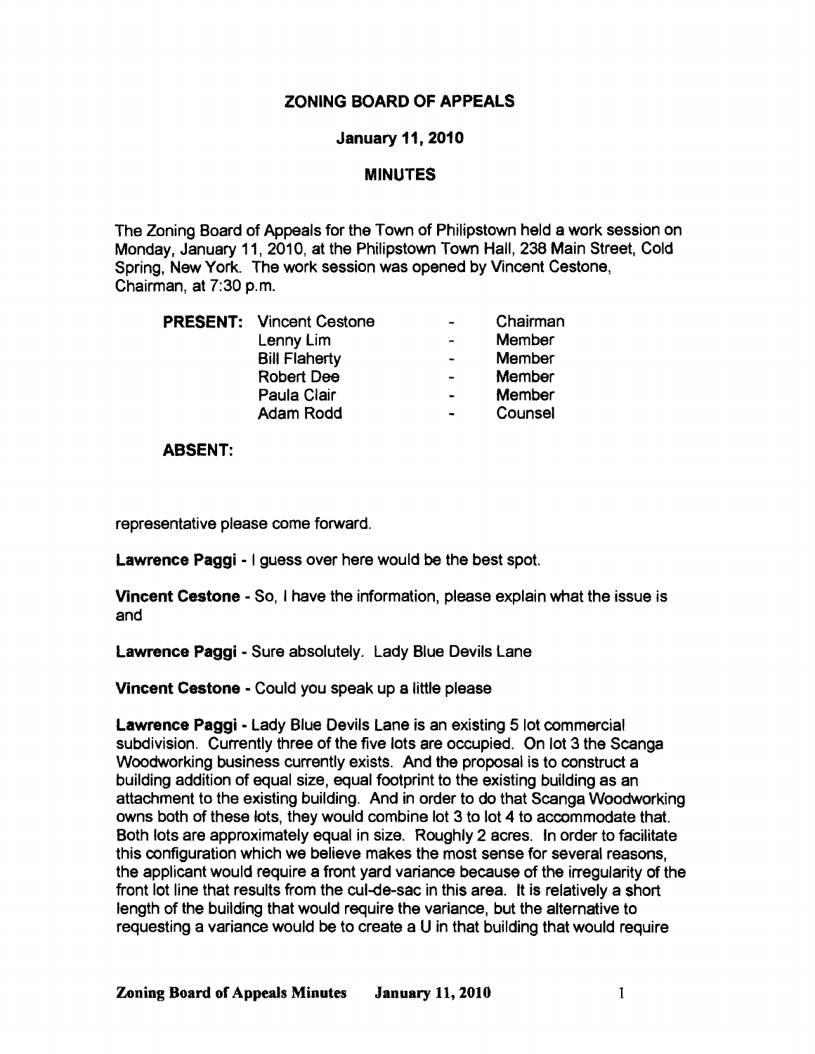# ZONING BOARD OF APPEALS

## January 11, 2010

## MINUTES

The Zoning Board of Appeals for the Town of Philipstown held a work session on Monday, January 11, 2010, at the Philipstown Town Hall, 238 Main Street, Cold Spring, New York. The work session was opened by Vincent Cestone, Chairman, at 7:30 p.m.

| PRESENT: | Vincent Cestone | - | Chairman |
|---|---|---|---|
| | Lenny Lim | - | Member |
| | Bill Flaherty | - | Member |
| | Robert Dee | - | Member |
| | Paula Clair | - | Member |
| | Adam Rodd | - | Counsel |

**ABSENT:**

representative please come forward.

**Lawrence Paggi** - I guess over here would be the best spot.

**Vincent Cestone** - So, I have the information, please explain what the issue is and

**Lawrence Paggi** - Sure absolutely. Lady Blue Devils Lane

**Vincent Cestone** - Could you speak up a little please

**Lawrence Paggi** - Lady Blue Devils Lane is an existing 5 lot commercial subdivision. Currently three of the five lots are occupied. On lot 3 the Scanga Woodworking business currently exists. And the proposal is to construct a building addition of equal size, equal footprint to the existing building as an attachment to the existing building. And in order to do that Scanga Woodworking owns both of these lots, they would combine lot 3 to lot 4 to accommodate that. Both lots are approximately equal in size. Roughly 2 acres. In order to facilitate this configuration which we believe makes the most sense for several reasons, the applicant would require a front yard variance because of the irregularity of the front lot line that results from the cul-de-sac in this area. It is relatively a short length of the building that would require the variance, but the alternative to requesting a variance would be to create a U in that building that would require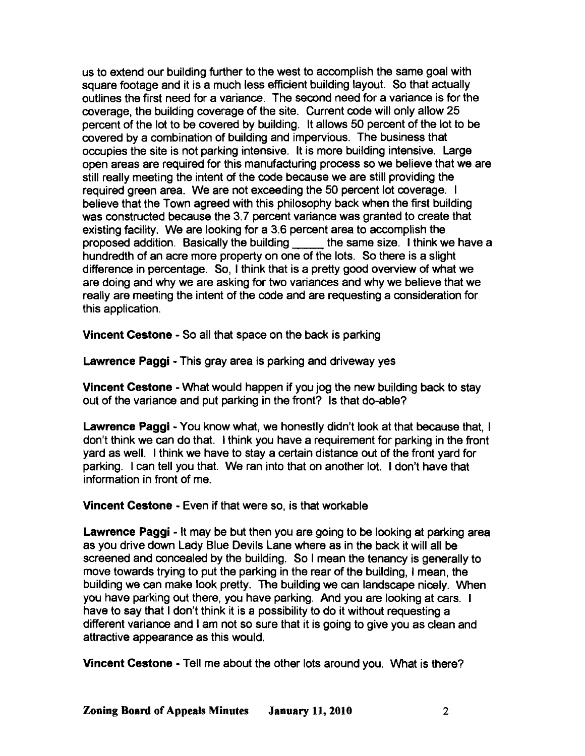us to extend our building further to the west to accomplish the same goal with square footage and it is a much less efficient building layout. So that actually outlines the first need for a variance. The second need for a variance is for the coverage, the building coverage of the site. Current code will only allow 25 percent of the lot to be covered by building. It allows 50 percent of the lot to be covered by a combination of building and impervious. The business that occupies the site is not parking intensive. It is more building intensive. Large open areas are required for this manufacturing process so we believe that we are still really meeting the intent of the code because we are still providing the required green area. We are not exceeding the 50 percent lot coverage. I believe that the Town agreed with this philosophy back when the first building was constructed because the 3.7 percent variance was granted to create that existing facility. We are looking for a 3.6 percent area to accomplish the proposed addition. Basically the building _____ the same size. I think we have a hundredth of an acre more property on one of the lots. So there is a slight difference in percentage. So, I think that is a pretty good overview of what we are doing and why we are asking for two variances and why we believe that we really are meeting the intent of the code and are requesting a consideration for this application.

**Vincent Cestone** - So all that space on the back is parking

**Lawrence Paggi** - This gray area is parking and driveway yes

**Vincent Cestone** - What would happen if you jog the new building back to stay out of the variance and put parking in the front? Is that do-able?

**Lawrence Paggi** - You know what, we honestly didn't look at that because that, I don't think we can do that. I think you have a requirement for parking in the front yard as well. I think we have to stay a certain distance out of the front yard for parking. I can tell you that. We ran into that on another lot. I don't have that information in front of me.

**Vincent Cestone** - Even if that were so, is that workable

**Lawrence Paggi** - It may be but then you are going to be looking at parking area as you drive down Lady Blue Devils Lane where as in the back it will all be screened and concealed by the building. So I mean the tenancy is generally to move towards trying to put the parking in the rear of the building, I mean, the building we can make look pretty. The building we can landscape nicely. When you have parking out there, you have parking. And you are looking at cars. I have to say that I don't think it is a possibility to do it without requesting a different variance and I am not so sure that it is going to give you as clean and attractive appearance as this would.

**Vincent Cestone** - Tell me about the other lots around you. What is there?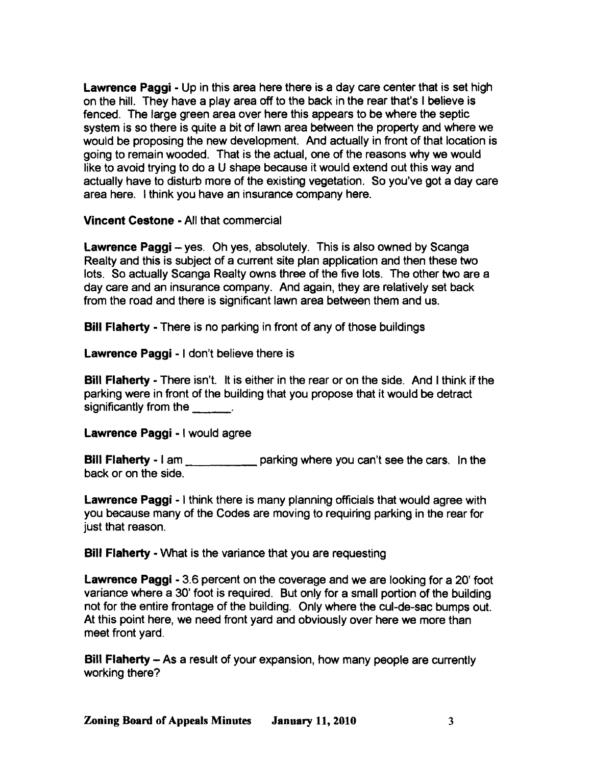**Lawrence Paggi** - Up in this area here there is a day care center that is set high on the hill. They have a play area off to the back in the rear that's I believe is fenced. The large green area over here this appears to be where the septic system is so there is quite a bit of lawn area between the property and where we would be proposing the new development. And actually in front of that location is going to remain wooded. That is the actual, one of the reasons why we would like to avoid trying to do a U shape because it would extend out this way and actually have to disturb more of the existing vegetation. So you've got a day care area here. I think you have an insurance company here.

**Vincent Cestone** - All that commercial

**Lawrence Paggi** – yes. Oh yes, absolutely. This is also owned by Scanga Realty and this is subject of a current site plan application and then these two lots. So actually Scanga Realty owns three of the five lots. The other two are a day care and an insurance company. And again, they are relatively set back from the road and there is significant lawn area between them and us.

**Bill Flaherty** - There is no parking in front of any of those buildings

**Lawrence Paggi** - I don't believe there is

**Bill Flaherty** - There isn't. It is either in the rear or on the side. And I think if the parking were in front of the building that you propose that it would be detract significantly from the ______.

**Lawrence Paggi** - I would agree

**Bill Flaherty** - I am ___________ parking where you can't see the cars. In the back or on the side.

**Lawrence Paggi** - I think there is many planning officials that would agree with you because many of the Codes are moving to requiring parking in the rear for just that reason.

**Bill Flaherty** - What is the variance that you are requesting

**Lawrence Paggi** - 3.6 percent on the coverage and we are looking for a 20' foot variance where a 30' foot is required. But only for a small portion of the building not for the entire frontage of the building. Only where the cul-de-sac bumps out. At this point here, we need front yard and obviously over here we more than meet front yard.

**Bill Flaherty** – As a result of your expansion, how many people are currently working there?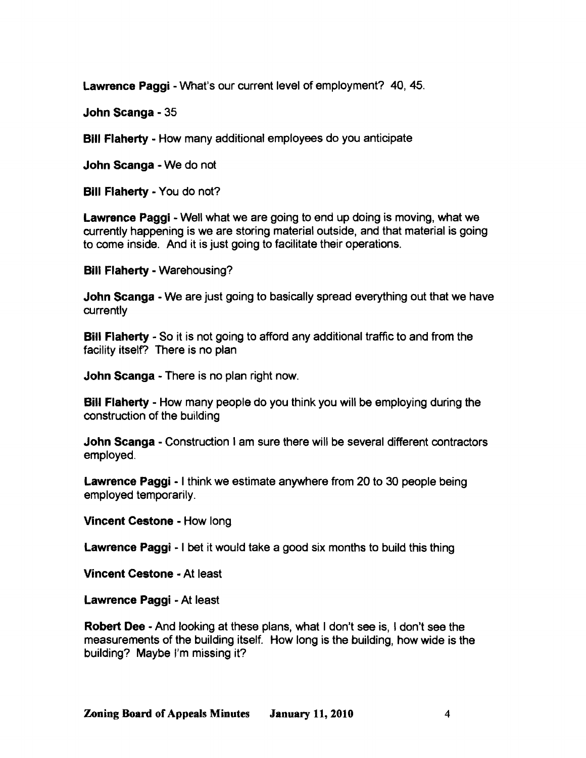**Lawrence Paggi** - What's our current level of employment? 40, 45.

**John Scanga** - 35

**Bill Flaherty** - How many additional employees do you anticipate

**John Scanga** - We do not

**Bill Flaherty** - You do not?

**Lawrence Paggi** - Well what we are going to end up doing is moving, what we currently happening is we are storing material outside, and that material is going to come inside. And it is just going to facilitate their operations.

**Bill Flaherty** - Warehousing?

**John Scanga** - We are just going to basically spread everything out that we have currently

**Bill Flaherty** - So it is not going to afford any additional traffic to and from the facility itself? There is no plan

**John Scanga** - There is no plan right now.

**Bill Flaherty** - How many people do you think you will be employing during the construction of the building

**John Scanga** - Construction I am sure there will be several different contractors employed.

**Lawrence Paggi** - I think we estimate anywhere from 20 to 30 people being employed temporarily.

**Vincent Cestone** - How long

**Lawrence Paggi** - I bet it would take a good six months to build this thing

**Vincent Cestone** - At least

**Lawrence Paggi** - At least

**Robert Dee** - And looking at these plans, what I don't see is, I don't see the measurements of the building itself. How long is the building, how wide is the building? Maybe I'm missing it?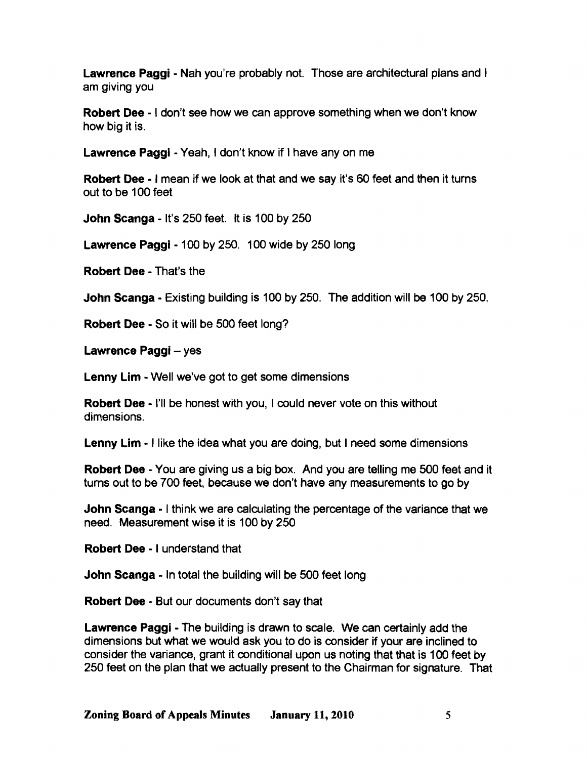**Lawrence Paggi** - Nah you're probably not. Those are architectural plans and I am giving you

**Robert Dee** - I don't see how we can approve something when we don't know how big it is.

**Lawrence Paggi** - Yeah, I don't know if I have any on me

**Robert Dee** - I mean if we look at that and we say it's 60 feet and then it turns out to be 100 feet

**John Scanga** - It's 250 feet. It is 100 by 250

**Lawrence Paggi** - 100 by 250. 100 wide by 250 long

**Robert Dee** - That's the

**John Scanga** - Existing building is 100 by 250. The addition will be 100 by 250.

**Robert Dee** - So it will be 500 feet long?

**Lawrence Paggi** – yes

**Lenny Lim** - Well we've got to get some dimensions

**Robert Dee** - I'll be honest with you, I could never vote on this without dimensions.

**Lenny Lim** - I like the idea what you are doing, but I need some dimensions

**Robert Dee** - You are giving us a big box. And you are telling me 500 feet and it turns out to be 700 feet, because we don't have any measurements to go by

**John Scanga** - I think we are calculating the percentage of the variance that we need. Measurement wise it is 100 by 250

**Robert Dee** - I understand that

**John Scanga** - In total the building will be 500 feet long

**Robert Dee** - But our documents don't say that

**Lawrence Paggi** - The building is drawn to scale. We can certainly add the dimensions but what we would ask you to do is consider if your are inclined to consider the variance, grant it conditional upon us noting that that is 100 feet by 250 feet on the plan that we actually present to the Chairman for signature. That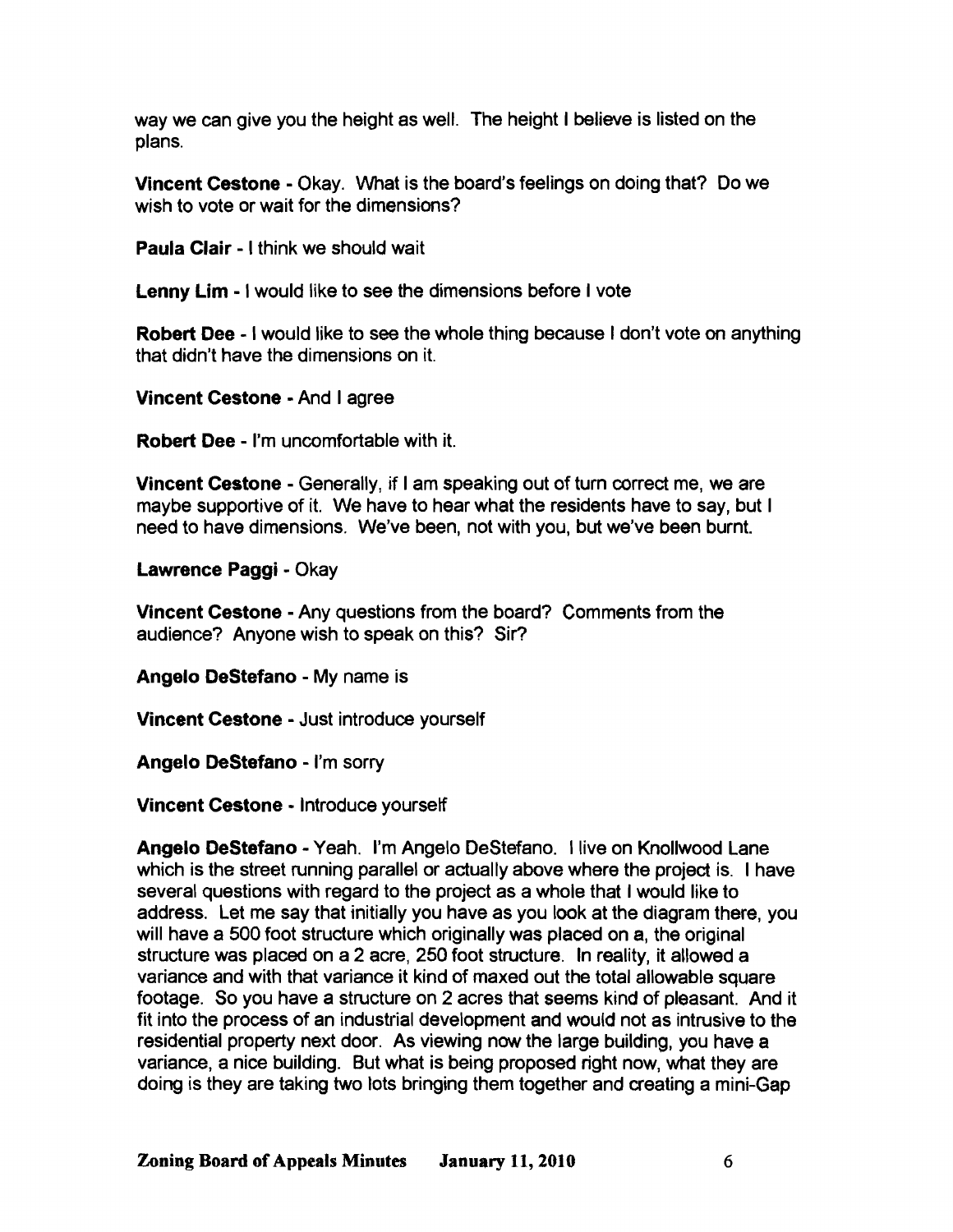way we can give you the height as well. The height I believe is listed on the plans.

**Vincent Cestone** - Okay. What is the board's feelings on doing that? Do we wish to vote or wait for the dimensions?

**Paula Clair** - I think we should wait

**Lenny Lim** - I would like to see the dimensions before I vote

**Robert Dee** - I would like to see the whole thing because I don't vote on anything that didn't have the dimensions on it.

**Vincent Cestone** - And I agree

**Robert Dee** - I'm uncomfortable with it.

**Vincent Cestone** - Generally, if I am speaking out of turn correct me, we are maybe supportive of it. We have to hear what the residents have to say, but I need to have dimensions. We've been, not with you, but we've been burnt.

**Lawrence Paggi** - Okay

**Vincent Cestone** - Any questions from the board? Comments from the audience? Anyone wish to speak on this? Sir?

**Angelo DeStefano** - My name is

**Vincent Cestone** - Just introduce yourself

**Angelo DeStefano** - I'm sorry

**Vincent Cestone** - Introduce yourself

**Angelo DeStefano** - Yeah. I'm Angelo DeStefano. I live on Knollwood Lane which is the street running parallel or actually above where the project is. I have several questions with regard to the project as a whole that I would like to address. Let me say that initially you have as you look at the diagram there, you will have a 500 foot structure which originally was placed on a, the original structure was placed on a 2 acre, 250 foot structure. In reality, it allowed a variance and with that variance it kind of maxed out the total allowable square footage. So you have a structure on 2 acres that seems kind of pleasant. And it fit into the process of an industrial development and would not as intrusive to the residential property next door. As viewing now the large building, you have a variance, a nice building. But what is being proposed right now, what they are doing is they are taking two lots bringing them together and creating a mini-Gap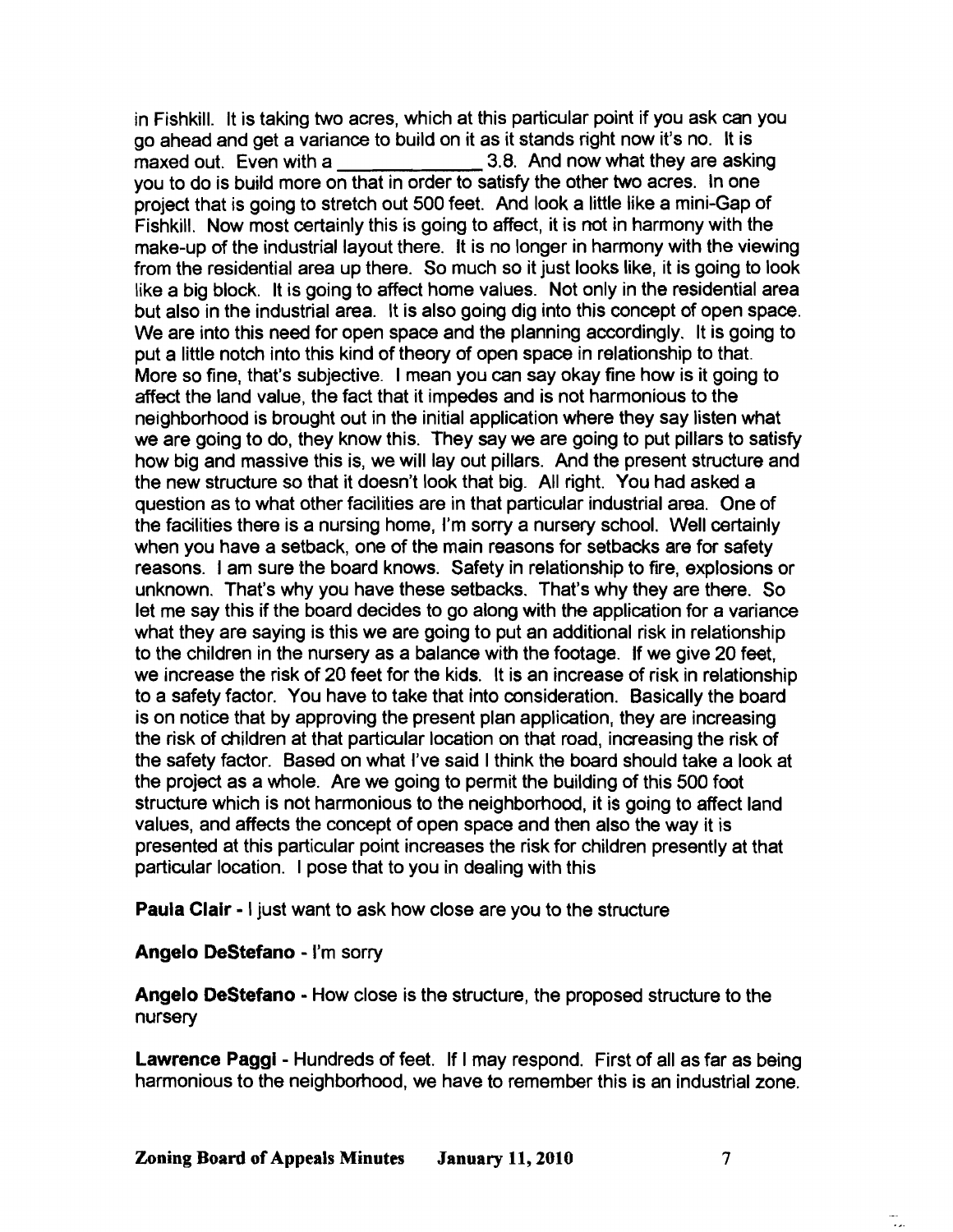in Fishkill. It is taking two acres, which at this particular point if you ask can you go ahead and get a variance to build on it as it stands right now it's no. It is maxed out. Even with a _____________ 3.8. And now what they are asking you to do is build more on that in order to satisfy the other two acres. In one project that is going to stretch out 500 feet. And look a little like a mini-Gap of Fishkill. Now most certainly this is going to affect, it is not in harmony with the make-up of the industrial layout there. It is no longer in harmony with the viewing from the residential area up there. So much so it just looks like, it is going to look like a big block. It is going to affect home values. Not only in the residential area but also in the industrial area. It is also going dig into this concept of open space. We are into this need for open space and the planning accordingly. It is going to put a little notch into this kind of theory of open space in relationship to that. More so fine, that's subjective. I mean you can say okay fine how is it going to affect the land value, the fact that it impedes and is not harmonious to the neighborhood is brought out in the initial application where they say listen what we are going to do, they know this. They say we are going to put pillars to satisfy how big and massive this is, we will lay out pillars. And the present structure and the new structure so that it doesn't look that big. All right. You had asked a question as to what other facilities are in that particular industrial area. One of the facilities there is a nursing home, I'm sorry a nursery school. Well certainly when you have a setback, one of the main reasons for setbacks are for safety reasons. I am sure the board knows. Safety in relationship to fire, explosions or unknown. That's why you have these setbacks. That's why they are there. So let me say this if the board decides to go along with the application for a variance what they are saying is this we are going to put an additional risk in relationship to the children in the nursery as a balance with the footage. If we give 20 feet, we increase the risk of 20 feet for the kids. It is an increase of risk in relationship to a safety factor. You have to take that into consideration. Basically the board is on notice that by approving the present plan application, they are increasing the risk of children at that particular location on that road, increasing the risk of the safety factor. Based on what I've said I think the board should take a look at the project as a whole. Are we going to permit the building of this 500 foot structure which is not harmonious to the neighborhood, it is going to affect land values, and affects the concept of open space and then also the way it is presented at this particular point increases the risk for children presently at that particular location. I pose that to you in dealing with this

**Paula Clair** - I just want to ask how close are you to the structure

**Angelo DeStefano** - I'm sorry

**Angelo DeStefano** - How close is the structure, the proposed structure to the nursery

**Lawrence Paggi** - Hundreds of feet. If I may respond. First of all as far as being harmonious to the neighborhood, we have to remember this is an industrial zone.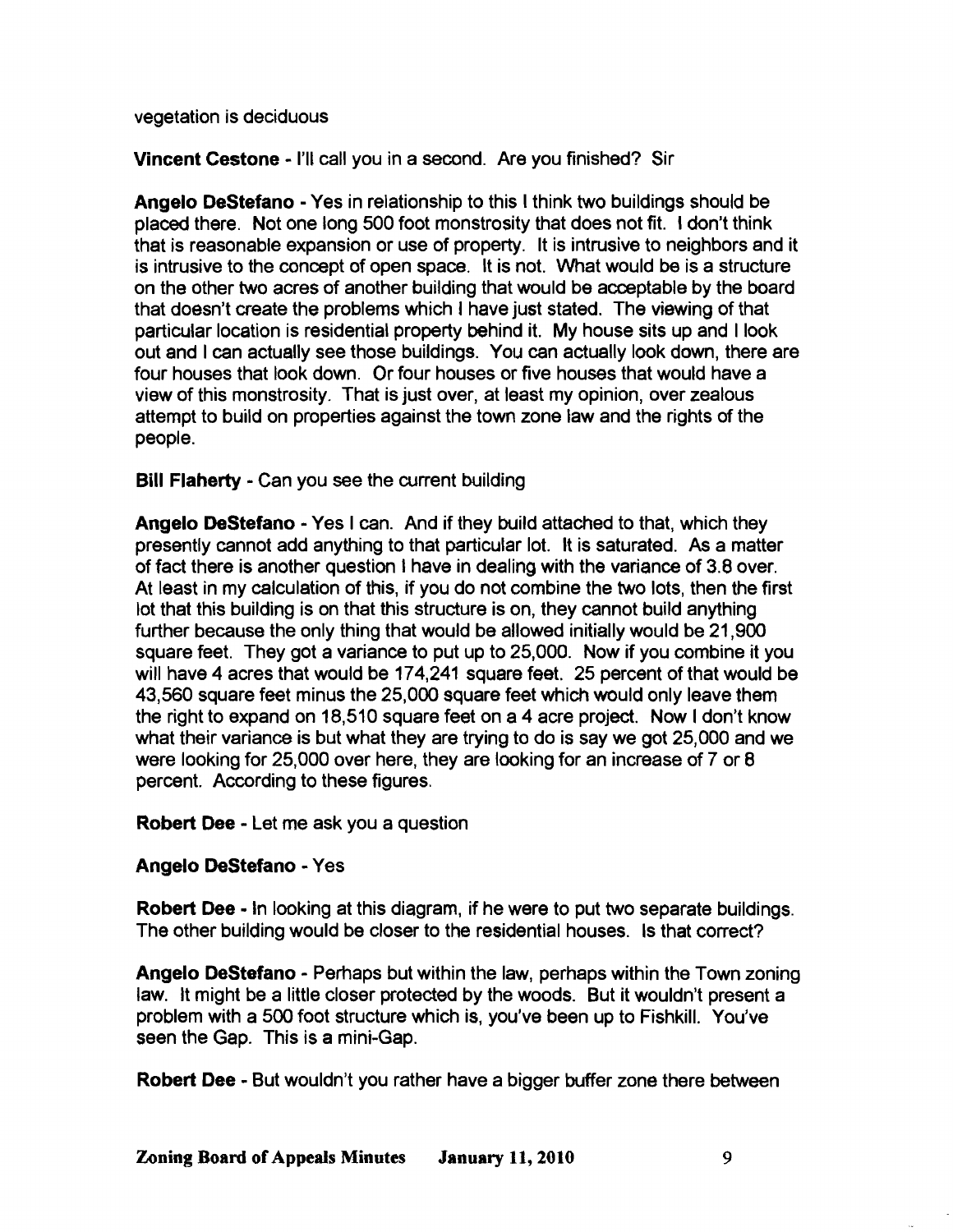vegetation is deciduous

**Vincent Cestone** - I'll call you in a second. Are you finished? Sir

**Angelo DeStefano** - Yes in relationship to this I think two buildings should be placed there. Not one long 500 foot monstrosity that does not fit. I don't think that is reasonable expansion or use of property. It is intrusive to neighbors and it is intrusive to the concept of open space. It is not. What would be is a structure on the other two acres of another building that would be acceptable by the board that doesn't create the problems which I have just stated. The viewing of that particular location is residential property behind it. My house sits up and I look out and I can actually see those buildings. You can actually look down, there are four houses that look down. Or four houses or five houses that would have a view of this monstrosity. That is just over, at least my opinion, over zealous attempt to build on properties against the town zone law and the rights of the people.

**Bill Flaherty** - Can you see the current building

**Angelo DeStefano** - Yes I can. And if they build attached to that, which they presently cannot add anything to that particular lot. It is saturated. As a matter of fact there is another question I have in dealing with the variance of 3.8 over. At least in my calculation of this, if you do not combine the two lots, then the first lot that this building is on that this structure is on, they cannot build anything further because the only thing that would be allowed initially would be 21,900 square feet. They got a variance to put up to 25,000. Now if you combine it you will have 4 acres that would be 174,241 square feet. 25 percent of that would be 43,560 square feet minus the 25,000 square feet which would only leave them the right to expand on 18,510 square feet on a 4 acre project. Now I don't know what their variance is but what they are trying to do is say we got 25,000 and we were looking for 25,000 over here, they are looking for an increase of 7 or 8 percent. According to these figures.

**Robert Dee** - Let me ask you a question

**Angelo DeStefano** - Yes

**Robert Dee** - In looking at this diagram, if he were to put two separate buildings. The other building would be closer to the residential houses. Is that correct?

**Angelo DeStefano** - Perhaps but within the law, perhaps within the Town zoning law. It might be a little closer protected by the woods. But it wouldn't present a problem with a 500 foot structure which is, you've been up to Fishkill. You've seen the Gap. This is a mini-Gap.

**Robert Dee** - But wouldn't you rather have a bigger buffer zone there between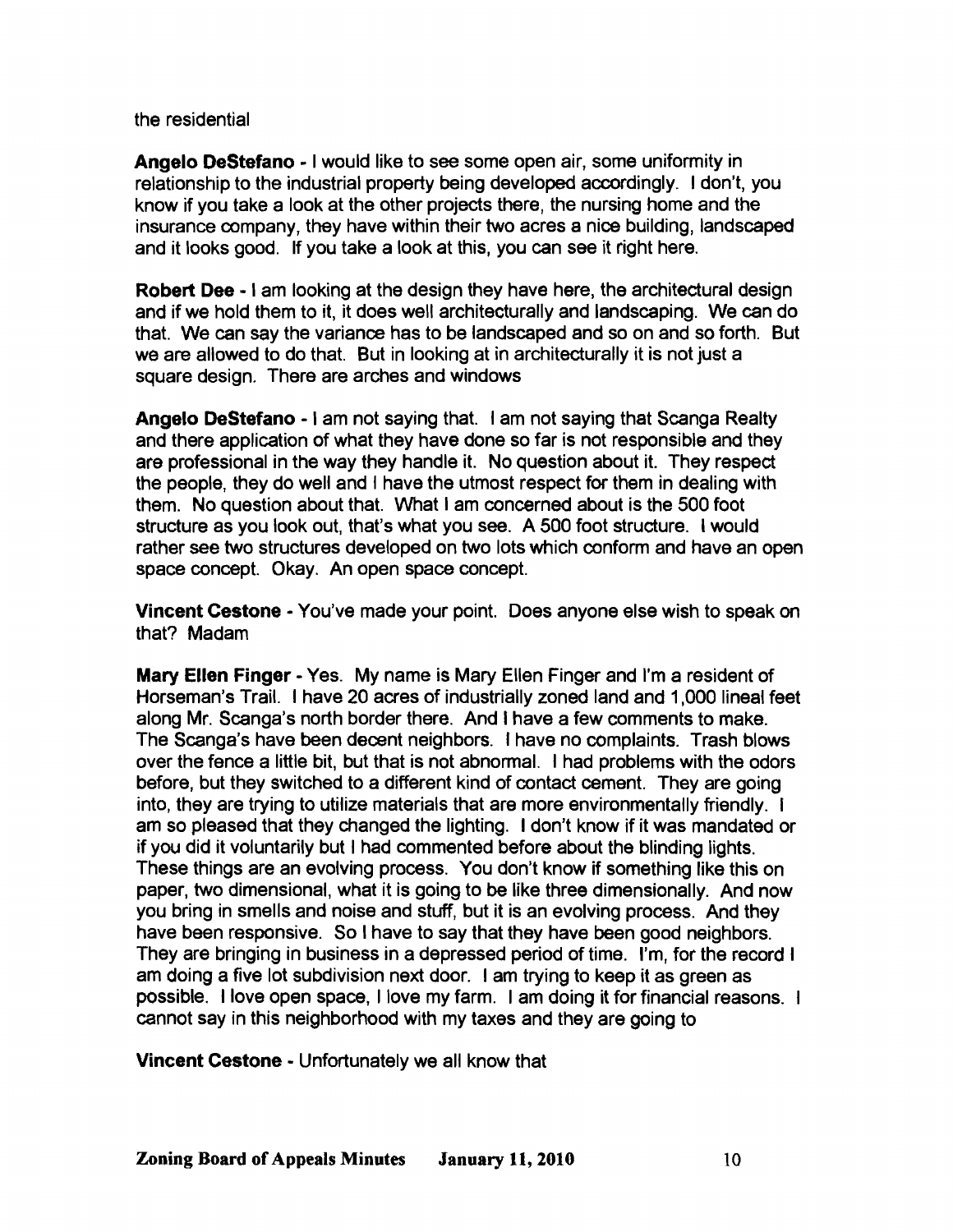the residential

**Angelo DeStefano** - I would like to see some open air, some uniformity in relationship to the industrial property being developed accordingly. I don't, you know if you take a look at the other projects there, the nursing home and the insurance company, they have within their two acres a nice building, landscaped and it looks good. If you take a look at this, you can see it right here.

**Robert Dee** - I am looking at the design they have here, the architectural design and if we hold them to it, it does well architecturally and landscaping. We can do that. We can say the variance has to be landscaped and so on and so forth. But we are allowed to do that. But in looking at in architecturally it is not just a square design. There are arches and windows

**Angelo DeStefano** - I am not saying that. I am not saying that Scanga Realty and there application of what they have done so far is not responsible and they are professional in the way they handle it. No question about it. They respect the people, they do well and I have the utmost respect for them in dealing with them. No question about that. What I am concerned about is the 500 foot structure as you look out, that's what you see. A 500 foot structure. I would rather see two structures developed on two lots which conform and have an open space concept. Okay. An open space concept.

**Vincent Cestone** - You've made your point. Does anyone else wish to speak on that? Madam

**Mary Ellen Finger** - Yes. My name is Mary Ellen Finger and I'm a resident of Horseman's Trail. I have 20 acres of industrially zoned land and 1,000 lineal feet along Mr. Scanga's north border there. And I have a few comments to make. The Scanga's have been decent neighbors. I have no complaints. Trash blows over the fence a little bit, but that is not abnormal. I had problems with the odors before, but they switched to a different kind of contact cement. They are going into, they are trying to utilize materials that are more environmentally friendly. I am so pleased that they changed the lighting. I don't know if it was mandated or if you did it voluntarily but I had commented before about the blinding lights. These things are an evolving process. You don't know if something like this on paper, two dimensional, what it is going to be like three dimensionally. And now you bring in smells and noise and stuff, but it is an evolving process. And they have been responsive. So I have to say that they have been good neighbors. They are bringing in business in a depressed period of time. I'm, for the record I am doing a five lot subdivision next door. I am trying to keep it as green as possible. I love open space, I love my farm. I am doing it for financial reasons. I cannot say in this neighborhood with my taxes and they are going to

**Vincent Cestone** - Unfortunately we all know that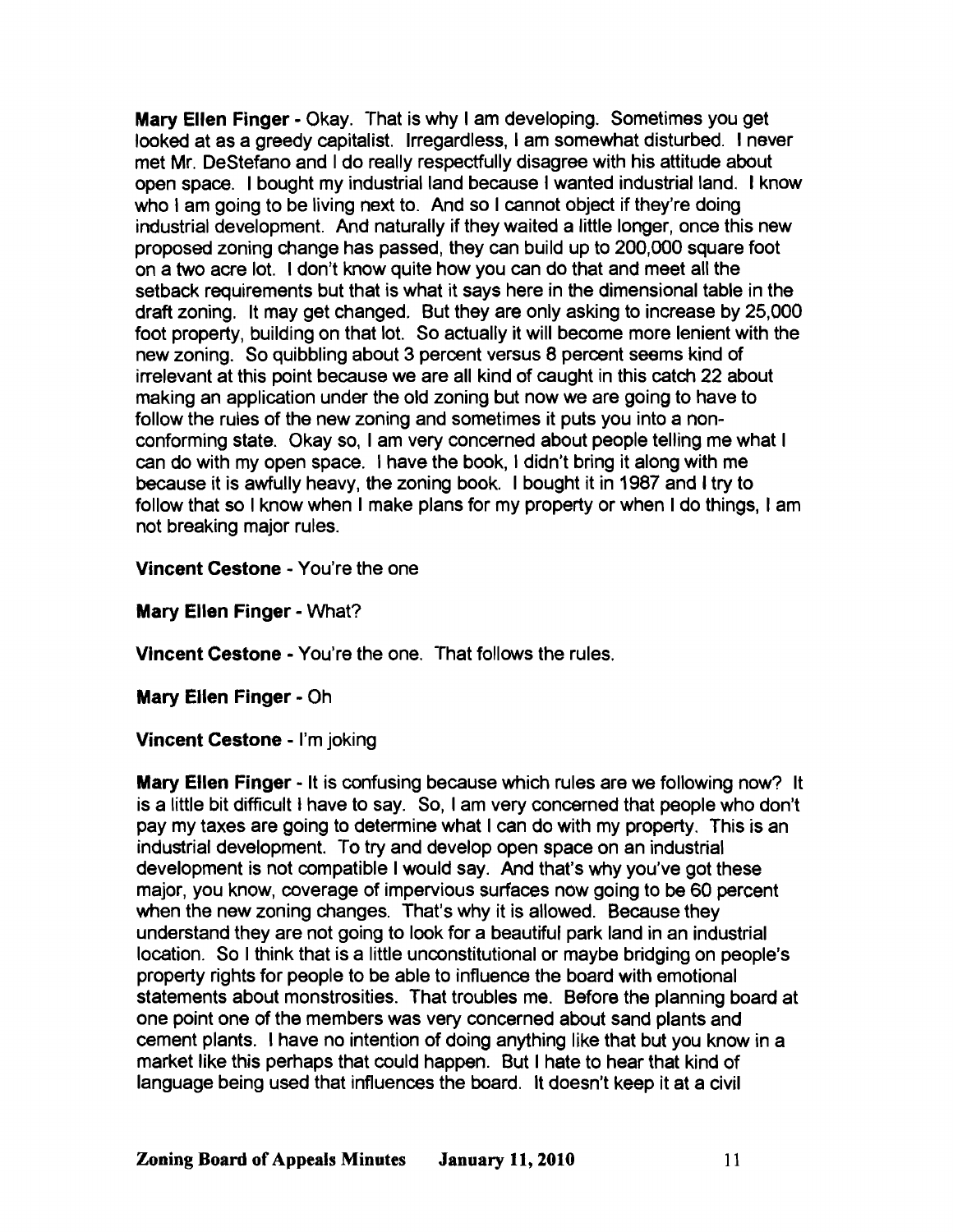**Mary Ellen Finger** - Okay. That is why I am developing. Sometimes you get looked at as a greedy capitalist. Irregardless, I am somewhat disturbed. I never met Mr. DeStefano and I do really respectfully disagree with his attitude about open space. I bought my industrial land because I wanted industrial land. I know who I am going to be living next to. And so I cannot object if they're doing industrial development. And naturally if they waited a little longer, once this new proposed zoning change has passed, they can build up to 200,000 square foot on a two acre lot. I don't know quite how you can do that and meet all the setback requirements but that is what it says here in the dimensional table in the draft zoning. It may get changed. But they are only asking to increase by 25,000 foot property, building on that lot. So actually it will become more lenient with the new zoning. So quibbling about 3 percent versus 8 percent seems kind of irrelevant at this point because we are all kind of caught in this catch 22 about making an application under the old zoning but now we are going to have to follow the rules of the new zoning and sometimes it puts you into a non-conforming state. Okay so, I am very concerned about people telling me what I can do with my open space. I have the book, I didn't bring it along with me because it is awfully heavy, the zoning book. I bought it in 1987 and I try to follow that so I know when I make plans for my property or when I do things, I am not breaking major rules.

**Vincent Cestone** - You're the one

**Mary Ellen Finger** - What?

**Vincent Cestone** - You're the one. That follows the rules.

**Mary Ellen Finger** - Oh

**Vincent Cestone** - I'm joking

**Mary Ellen Finger** - It is confusing because which rules are we following now? It is a little bit difficult I have to say. So, I am very concerned that people who don't pay my taxes are going to determine what I can do with my property. This is an industrial development. To try and develop open space on an industrial development is not compatible I would say. And that's why you've got these major, you know, coverage of impervious surfaces now going to be 60 percent when the new zoning changes. That's why it is allowed. Because they understand they are not going to look for a beautiful park land in an industrial location. So I think that is a little unconstitutional or maybe bridging on people's property rights for people to be able to influence the board with emotional statements about monstrosities. That troubles me. Before the planning board at one point one of the members was very concerned about sand plants and cement plants. I have no intention of doing anything like that but you know in a market like this perhaps that could happen. But I hate to hear that kind of language being used that influences the board. It doesn't keep it at a civil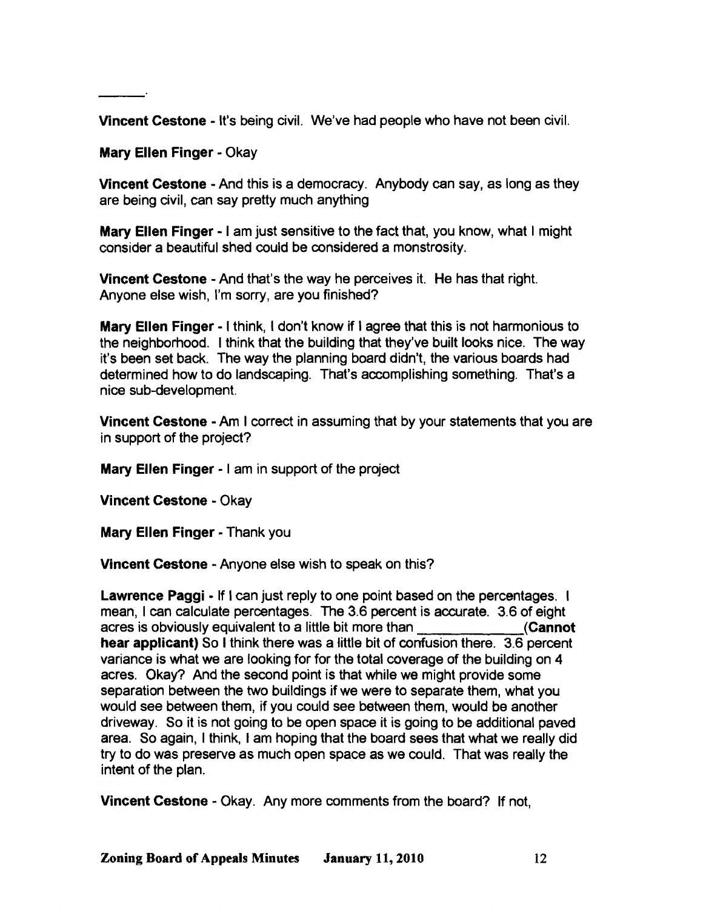______.

**Vincent Cestone** - It's being civil. We've had people who have not been civil.

**Mary Ellen Finger** - Okay

**Vincent Cestone** - And this is a democracy. Anybody can say, as long as they are being civil, can say pretty much anything

**Mary Ellen Finger** - I am just sensitive to the fact that, you know, what I might consider a beautiful shed could be considered a monstrosity.

**Vincent Cestone** - And that's the way he perceives it. He has that right. Anyone else wish, I'm sorry, are you finished?

**Mary Ellen Finger** - I think, I don't know if I agree that this is not harmonious to the neighborhood. I think that the building that they've built looks nice. The way it's been set back. The way the planning board didn't, the various boards had determined how to do landscaping. That's accomplishing something. That's a nice sub-development.

**Vincent Cestone** - Am I correct in assuming that by your statements that you are in support of the project?

**Mary Ellen Finger** - I am in support of the project

**Vincent Cestone** - Okay

**Mary Ellen Finger** - Thank you

**Vincent Cestone** - Anyone else wish to speak on this?

**Lawrence Paggi** - If I can just reply to one point based on the percentages. I mean, I can calculate percentages. The 3.6 percent is accurate. 3.6 of eight acres is obviously equivalent to a little bit more than ______________(**Cannot hear applicant**) So I think there was a little bit of confusion there. 3.6 percent variance is what we are looking for for the total coverage of the building on 4 acres. Okay? And the second point is that while we might provide some separation between the two buildings if we were to separate them, what you would see between them, if you could see between them, would be another driveway. So it is not going to be open space it is going to be additional paved area. So again, I think, I am hoping that the board sees that what we really did try to do was preserve as much open space as we could. That was really the intent of the plan.

**Vincent Cestone** - Okay. Any more comments from the board? If not,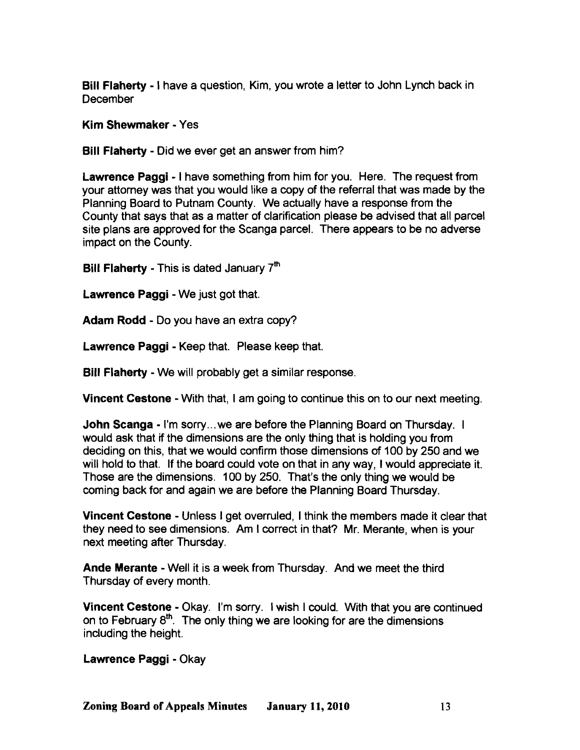**Bill Flaherty** - I have a question, Kim, you wrote a letter to John Lynch back in December

**Kim Shewmaker** - Yes

**Bill Flaherty** - Did we ever get an answer from him?

**Lawrence Paggi** - I have something from him for you. Here. The request from your attorney was that you would like a copy of the referral that was made by the Planning Board to Putnam County. We actually have a response from the County that says that as a matter of clarification please be advised that all parcel site plans are approved for the Scanga parcel. There appears to be no adverse impact on the County.

**Bill Flaherty** - This is dated January 7th

**Lawrence Paggi** - We just got that.

**Adam Rodd** - Do you have an extra copy?

**Lawrence Paggi** - Keep that. Please keep that.

**Bill Flaherty** - We will probably get a similar response.

**Vincent Cestone** - With that, I am going to continue this on to our next meeting.

**John Scanga** - I'm sorry...we are before the Planning Board on Thursday. I would ask that if the dimensions are the only thing that is holding you from deciding on this, that we would confirm those dimensions of 100 by 250 and we will hold to that. If the board could vote on that in any way, I would appreciate it. Those are the dimensions. 100 by 250. That's the only thing we would be coming back for and again we are before the Planning Board Thursday.

**Vincent Cestone** - Unless I get overruled, I think the members made it clear that they need to see dimensions. Am I correct in that? Mr. Merante, when is your next meeting after Thursday.

**Ande Merante** - Well it is a week from Thursday. And we meet the third Thursday of every month.

**Vincent Cestone** - Okay. I'm sorry. I wish I could. With that you are continued on to February 8th. The only thing we are looking for are the dimensions including the height.

**Lawrence Paggi** - Okay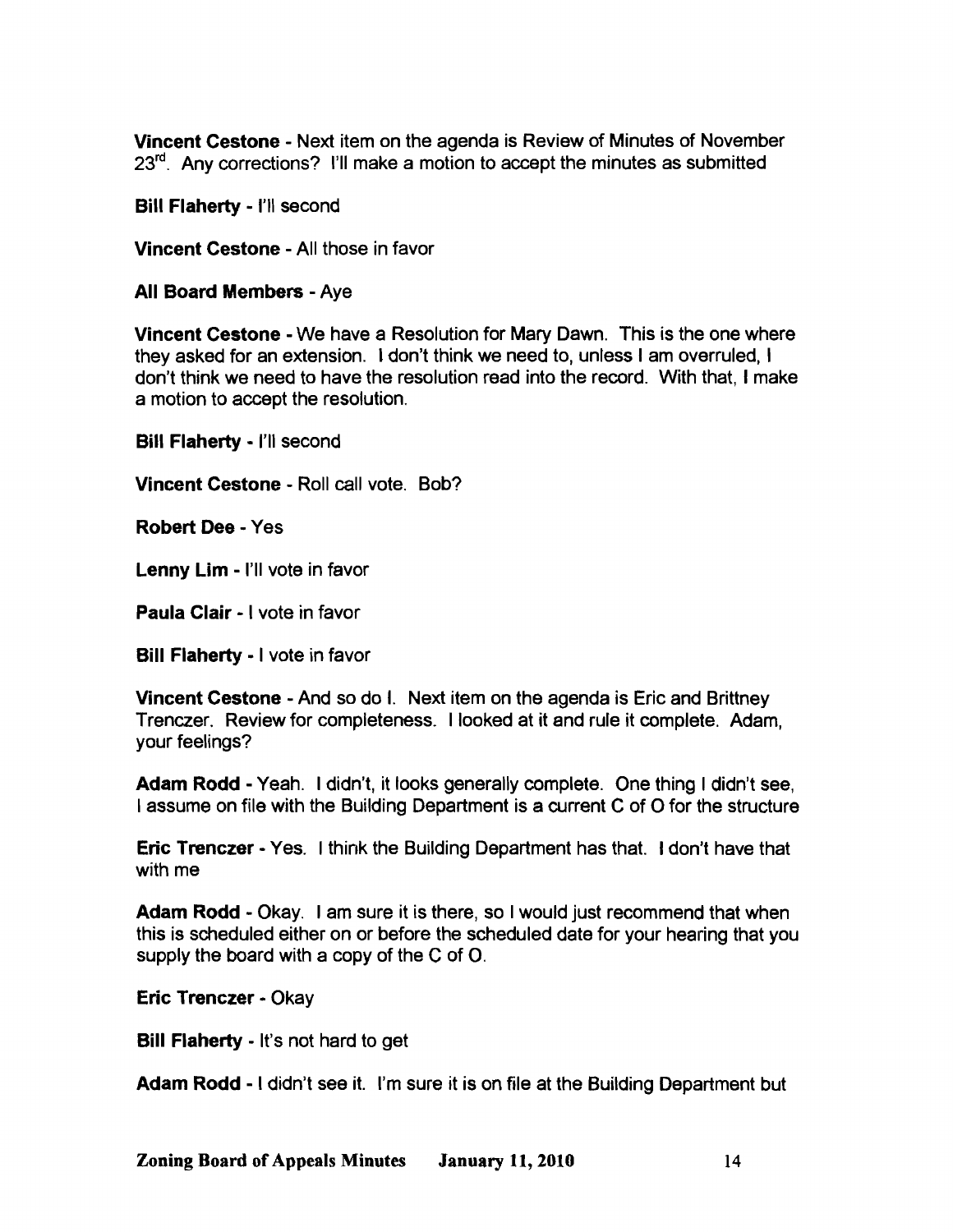**Vincent Cestone** - Next item on the agenda is Review of Minutes of November 23rd. Any corrections? I'll make a motion to accept the minutes as submitted

**Bill Flaherty** - I'll second

**Vincent Cestone** - All those in favor

**All Board Members** - Aye

**Vincent Cestone** - We have a Resolution for Mary Dawn. This is the one where they asked for an extension. I don't think we need to, unless I am overruled, I don't think we need to have the resolution read into the record. With that, I make a motion to accept the resolution.

**Bill Flaherty** - I'll second

**Vincent Cestone** - Roll call vote. Bob?

**Robert Dee** - Yes

**Lenny Lim** - I'll vote in favor

**Paula Clair** - I vote in favor

**Bill Flaherty** - I vote in favor

**Vincent Cestone** - And so do I. Next item on the agenda is Eric and Brittney Trenczer. Review for completeness. I looked at it and rule it complete. Adam, your feelings?

**Adam Rodd** - Yeah. I didn't, it looks generally complete. One thing I didn't see, I assume on file with the Building Department is a current C of O for the structure

**Eric Trenczer** - Yes. I think the Building Department has that. I don't have that with me

**Adam Rodd** - Okay. I am sure it is there, so I would just recommend that when this is scheduled either on or before the scheduled date for your hearing that you supply the board with a copy of the C of O.

**Eric Trenczer** - Okay

**Bill Flaherty** - It's not hard to get

**Adam Rodd** - I didn't see it. I'm sure it is on file at the Building Department but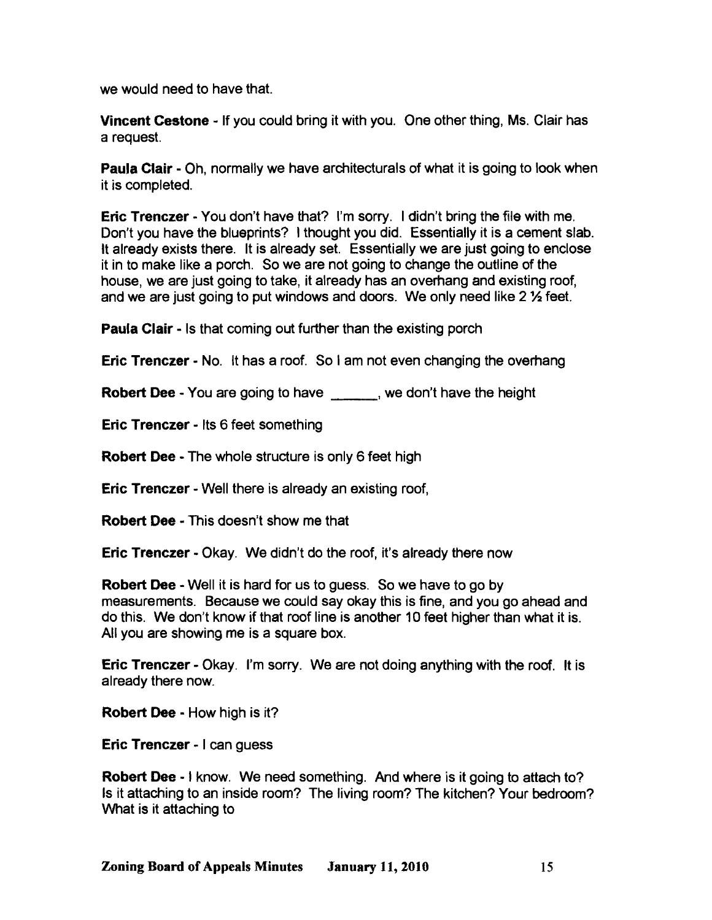we would need to have that.

**Vincent Cestone** - If you could bring it with you. One other thing, Ms. Clair has a request.

**Paula Clair** - Oh, normally we have architecturals of what it is going to look when it is completed.

**Eric Trenczer** - You don't have that? I'm sorry. I didn't bring the file with me. Don't you have the blueprints? I thought you did. Essentially it is a cement slab. It already exists there. It is already set. Essentially we are just going to enclose it in to make like a porch. So we are not going to change the outline of the house, we are just going to take, it already has an overhang and existing roof, and we are just going to put windows and doors. We only need like 2 ½ feet.

**Paula Clair** - Is that coming out further than the existing porch

**Eric Trenczer** - No. It has a roof. So I am not even changing the overhang

**Robert Dee** - You are going to have ______, we don't have the height

**Eric Trenczer** - Its 6 feet something

**Robert Dee** - The whole structure is only 6 feet high

**Eric Trenczer** - Well there is already an existing roof,

**Robert Dee** - This doesn't show me that

**Eric Trenczer** - Okay. We didn't do the roof, it's already there now

**Robert Dee** - Well it is hard for us to guess. So we have to go by measurements. Because we could say okay this is fine, and you go ahead and do this. We don't know if that roof line is another 10 feet higher than what it is. All you are showing me is a square box.

**Eric Trenczer** - Okay. I'm sorry. We are not doing anything with the roof. It is already there now.

**Robert Dee** - How high is it?

**Eric Trenczer** - I can guess

**Robert Dee** - I know. We need something. And where is it going to attach to? Is it attaching to an inside room? The living room? The kitchen? Your bedroom? What is it attaching to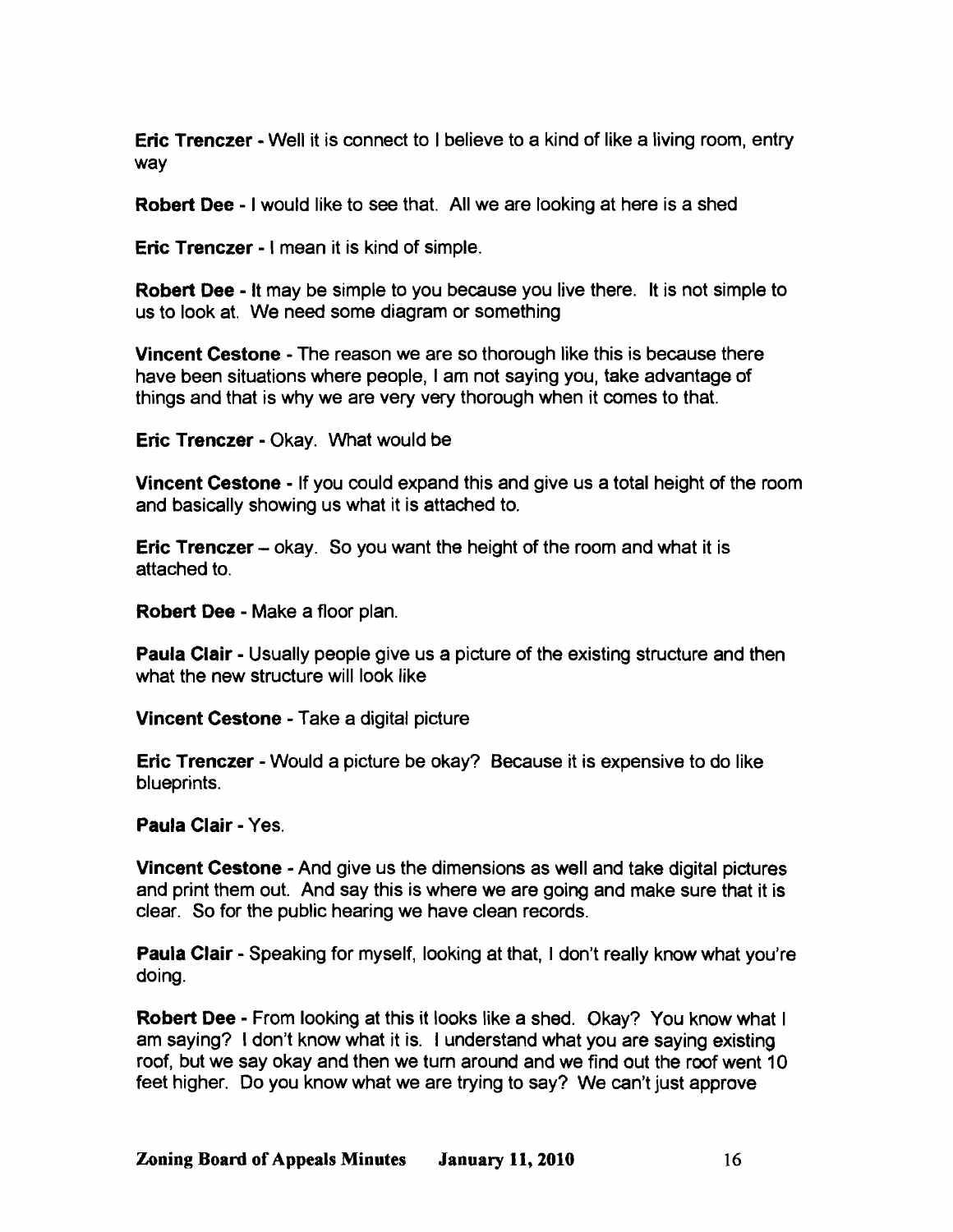**Eric Trenczer** - Well it is connect to I believe to a kind of like a living room, entry way

**Robert Dee** - I would like to see that. All we are looking at here is a shed

**Eric Trenczer** - I mean it is kind of simple.

**Robert Dee** - It may be simple to you because you live there. It is not simple to us to look at. We need some diagram or something

**Vincent Cestone** - The reason we are so thorough like this is because there have been situations where people, I am not saying you, take advantage of things and that is why we are very very thorough when it comes to that.

**Eric Trenczer** - Okay. What would be

**Vincent Cestone** - If you could expand this and give us a total height of the room and basically showing us what it is attached to.

**Eric Trenczer** – okay. So you want the height of the room and what it is attached to.

**Robert Dee** - Make a floor plan.

**Paula Clair** - Usually people give us a picture of the existing structure and then what the new structure will look like

**Vincent Cestone** - Take a digital picture

**Eric Trenczer** - Would a picture be okay? Because it is expensive to do like blueprints.

**Paula Clair** - Yes.

**Vincent Cestone** - And give us the dimensions as well and take digital pictures and print them out. And say this is where we are going and make sure that it is clear. So for the public hearing we have clean records.

**Paula Clair** - Speaking for myself, looking at that, I don't really know what you're doing.

**Robert Dee** - From looking at this it looks like a shed. Okay? You know what I am saying? I don't know what it is. I understand what you are saying existing roof, but we say okay and then we turn around and we find out the roof went 10 feet higher. Do you know what we are trying to say? We can't just approve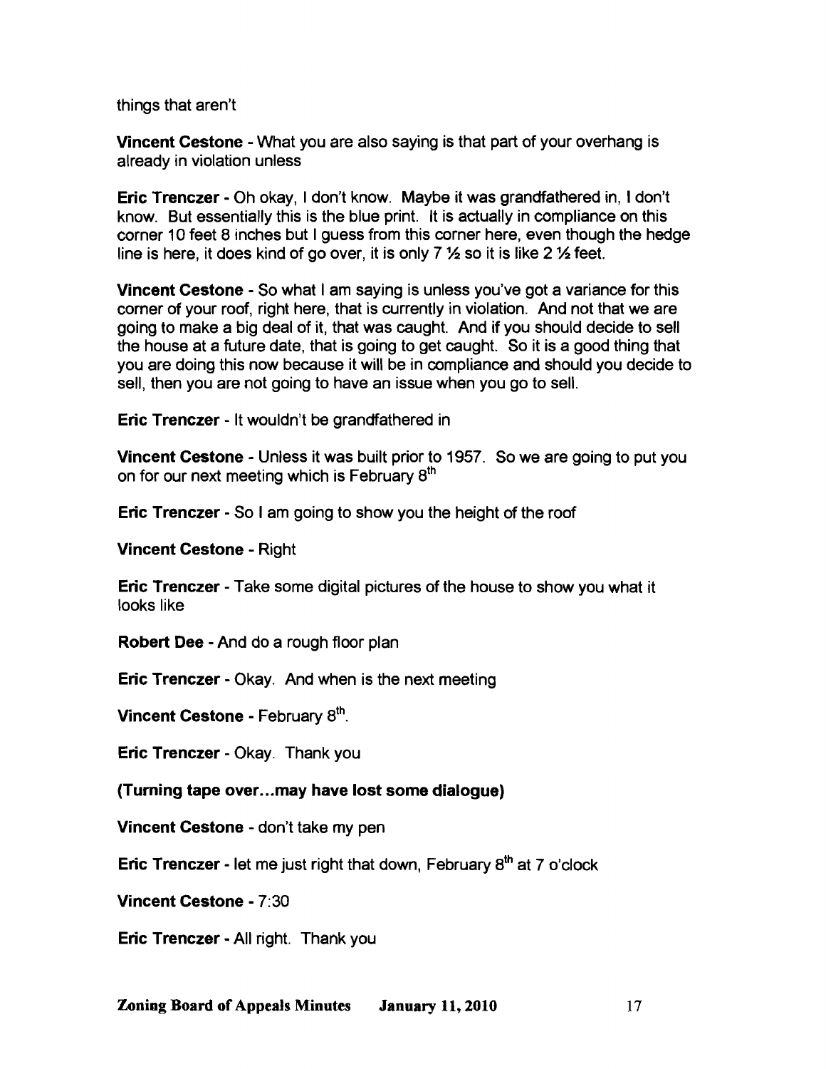things that aren't

**Vincent Cestone** - What you are also saying is that part of your overhang is already in violation unless

**Eric Trenczer** - Oh okay, I don't know. Maybe it was grandfathered in, I don't know. But essentially this is the blue print. It is actually in compliance on this corner 10 feet 8 inches but I guess from this corner here, even though the hedge line is here, it does kind of go over, it is only 7 ½ so it is like 2 ½ feet.

**Vincent Cestone** - So what I am saying is unless you've got a variance for this corner of your roof, right here, that is currently in violation. And not that we are going to make a big deal of it, that was caught. And if you should decide to sell the house at a future date, that is going to get caught. So it is a good thing that you are doing this now because it will be in compliance and should you decide to sell, then you are not going to have an issue when you go to sell.

**Eric Trenczer** - It wouldn't be grandfathered in

**Vincent Cestone** - Unless it was built prior to 1957. So we are going to put you on for our next meeting which is February 8th

**Eric Trenczer** - So I am going to show you the height of the roof

**Vincent Cestone** - Right

**Eric Trenczer** - Take some digital pictures of the house to show you what it looks like

**Robert Dee** - And do a rough floor plan

**Eric Trenczer** - Okay. And when is the next meeting

**Vincent Cestone** - February 8th.

**Eric Trenczer** - Okay. Thank you

**(Turning tape over…may have lost some dialogue)**

**Vincent Cestone** - don't take my pen

**Eric Trenczer** - let me just right that down, February 8th at 7 o'clock

**Vincent Cestone** - 7:30

**Eric Trenczer** - All right. Thank you